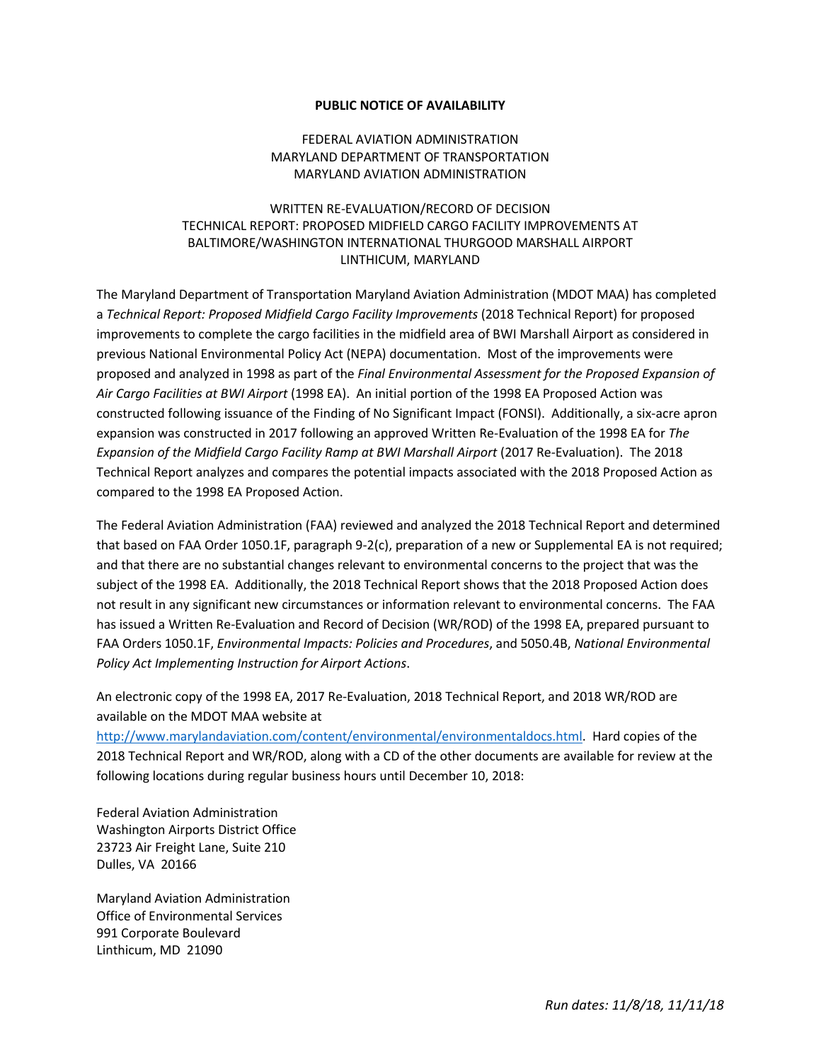**PUBLIC NOTICE OF AVAILABILITY**

FEDERAL AVIATION ADMINISTRATION
MARYLAND DEPARTMENT OF TRANSPORTATION
MARYLAND AVIATION ADMINISTRATION

WRITTEN RE-EVALUATION/RECORD OF DECISION
TECHNICAL REPORT: PROPOSED MIDFIELD CARGO FACILITY IMPROVEMENTS AT BALTIMORE/WASHINGTON INTERNATIONAL THURGOOD MARSHALL AIRPORT
LINTHICUM, MARYLAND

The Maryland Department of Transportation Maryland Aviation Administration (MDOT MAA) has completed a *Technical Report: Proposed Midfield Cargo Facility Improvements* (2018 Technical Report) for proposed improvements to complete the cargo facilities in the midfield area of BWI Marshall Airport as considered in previous National Environmental Policy Act (NEPA) documentation. Most of the improvements were proposed and analyzed in 1998 as part of the *Final Environmental Assessment for the Proposed Expansion of Air Cargo Facilities at BWI Airport* (1998 EA). An initial portion of the 1998 EA Proposed Action was constructed following issuance of the Finding of No Significant Impact (FONSI). Additionally, a six-acre apron expansion was constructed in 2017 following an approved Written Re-Evaluation of the 1998 EA for *The Expansion of the Midfield Cargo Facility Ramp at BWI Marshall Airport* (2017 Re-Evaluation). The 2018 Technical Report analyzes and compares the potential impacts associated with the 2018 Proposed Action as compared to the 1998 EA Proposed Action.

The Federal Aviation Administration (FAA) reviewed and analyzed the 2018 Technical Report and determined that based on FAA Order 1050.1F, paragraph 9-2(c), preparation of a new or Supplemental EA is not required; and that there are no substantial changes relevant to environmental concerns to the project that was the subject of the 1998 EA. Additionally, the 2018 Technical Report shows that the 2018 Proposed Action does not result in any significant new circumstances or information relevant to environmental concerns. The FAA has issued a Written Re-Evaluation and Record of Decision (WR/ROD) of the 1998 EA, prepared pursuant to FAA Orders 1050.1F, *Environmental Impacts: Policies and Procedures*, and 5050.4B, *National Environmental Policy Act Implementing Instruction for Airport Actions*.

An electronic copy of the 1998 EA, 2017 Re-Evaluation, 2018 Technical Report, and 2018 WR/ROD are available on the MDOT MAA website at http://www.marylandaviation.com/content/environmental/environmentaldocs.html. Hard copies of the 2018 Technical Report and WR/ROD, along with a CD of the other documents are available for review at the following locations during regular business hours until December 10, 2018:

Federal Aviation Administration
Washington Airports District Office
23723 Air Freight Lane, Suite 210
Dulles, VA 20166

Maryland Aviation Administration
Office of Environmental Services
991 Corporate Boulevard
Linthicum, MD 21090

*Run dates: 11/8/18, 11/11/18*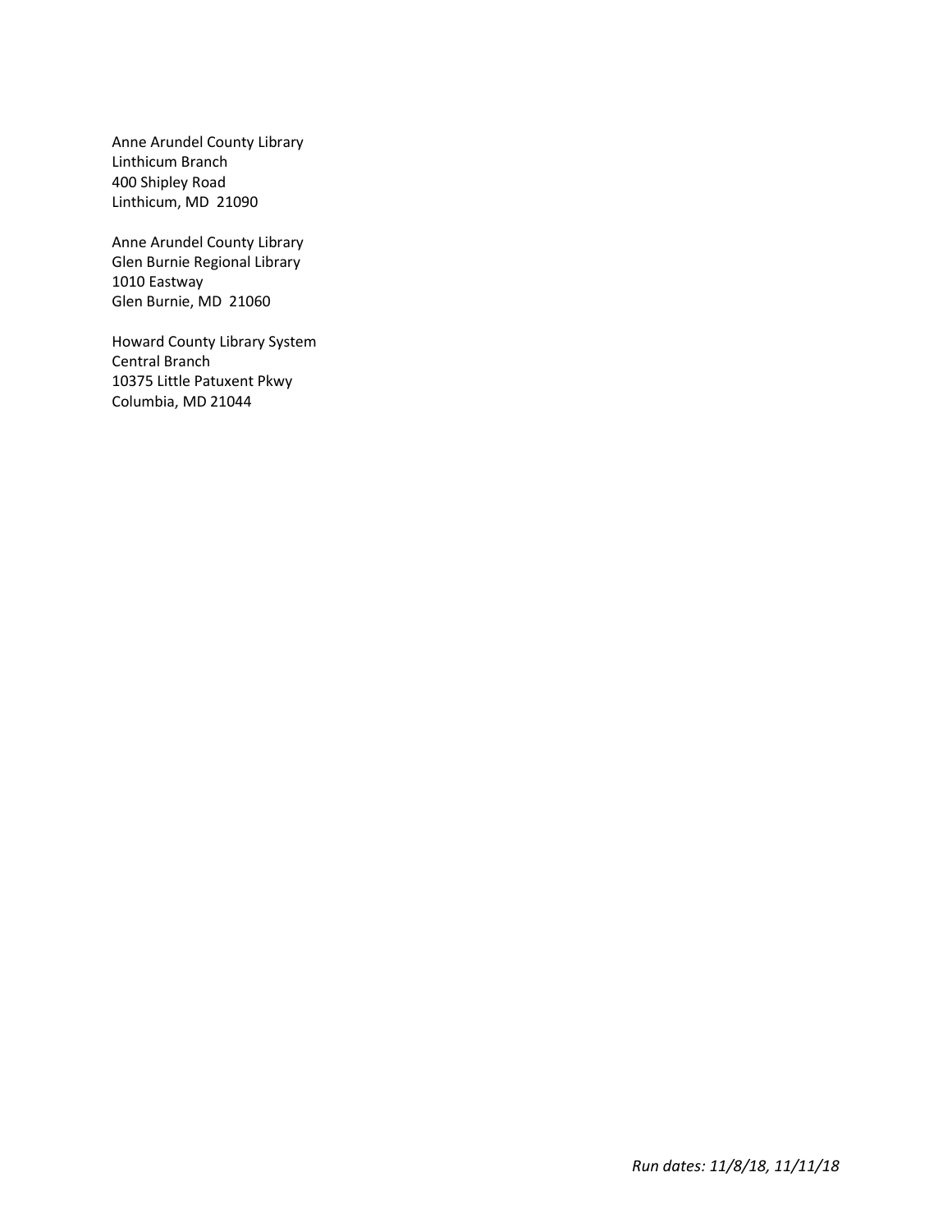Anne Arundel County Library
Linthicum Branch
400 Shipley Road
Linthicum, MD 21090

Anne Arundel County Library
Glen Burnie Regional Library
1010 Eastway
Glen Burnie, MD 21060

Howard County Library System
Central Branch
10375 Little Patuxent Pkwy
Columbia, MD 21044

*Run dates: 11/8/18, 11/11/18*